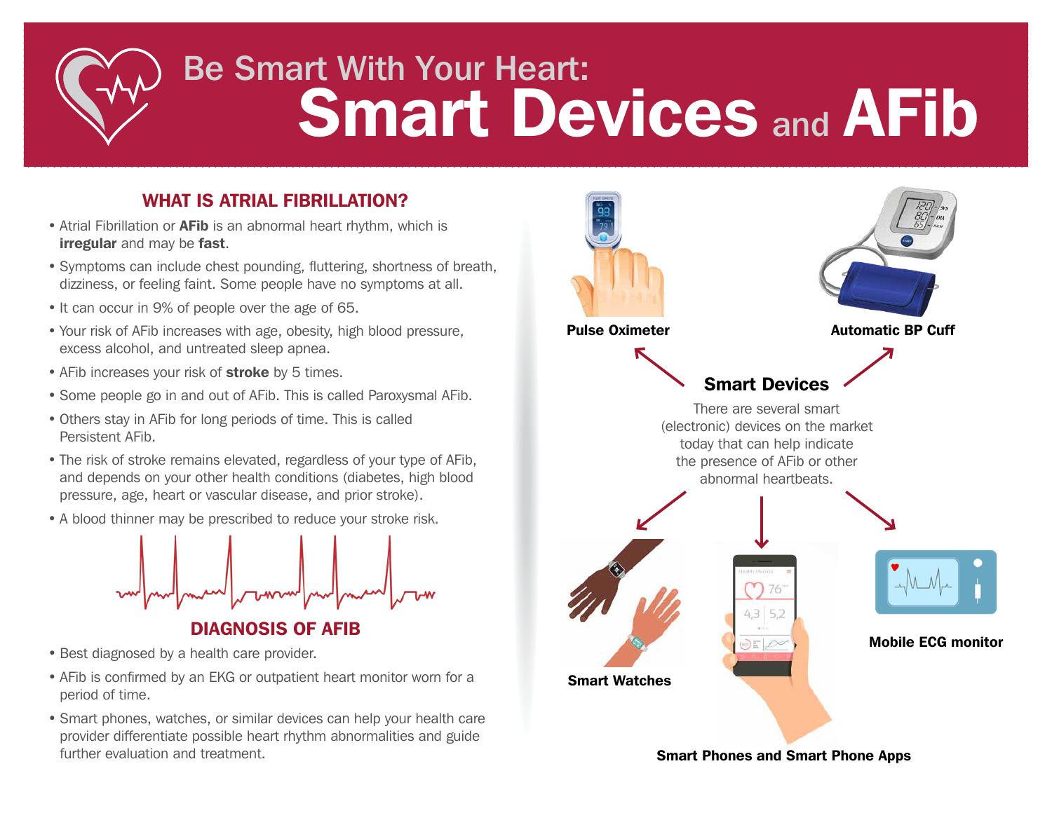# Be Smart With Your Heart: Smart Devices and AFib

## WHAT IS ATRIAL FIBRILLATION?

- Atrial Fibrillation or **AFib** is an abnormal heart rhythm, which is **irregular** and may be **fast**.
- Symptoms can include chest pounding, fluttering, shortness of breath, dizziness, or feeling faint. Some people have no symptoms at all.
- It can occur in 9% of people over the age of 65.
- Your risk of AFib increases with age, obesity, high blood pressure, excess alcohol, and untreated sleep apnea.
- AFib increases your risk of **stroke** by 5 times.
- Some people go in and out of AFib. This is called Paroxysmal AFib.
- Others stay in AFib for long periods of time. This is called Persistent AFib.
- The risk of stroke remains elevated, regardless of your type of AFib, and depends on your other health conditions (diabetes, high blood pressure, age, heart or vascular disease, and prior stroke).
- A blood thinner may be prescribed to reduce your stroke risk.

## DIAGNOSIS OF AFIB

- Best diagnosed by a health care provider.
- AFib is confirmed by an EKG or outpatient heart monitor worn for a period of time.
- Smart phones, watches, or similar devices can help your health care provider differentiate possible heart rhythm abnormalities and guide further evaluation and treatment.

## Smart Devices

There are several smart (electronic) devices on the market today that can help indicate the presence of AFib or other abnormal heartbeats.

- **Pulse Oximeter**
- **Automatic BP Cuff**
- **Smart Watches**
- **Smart Phones and Smart Phone Apps**
- **Mobile ECG monitor**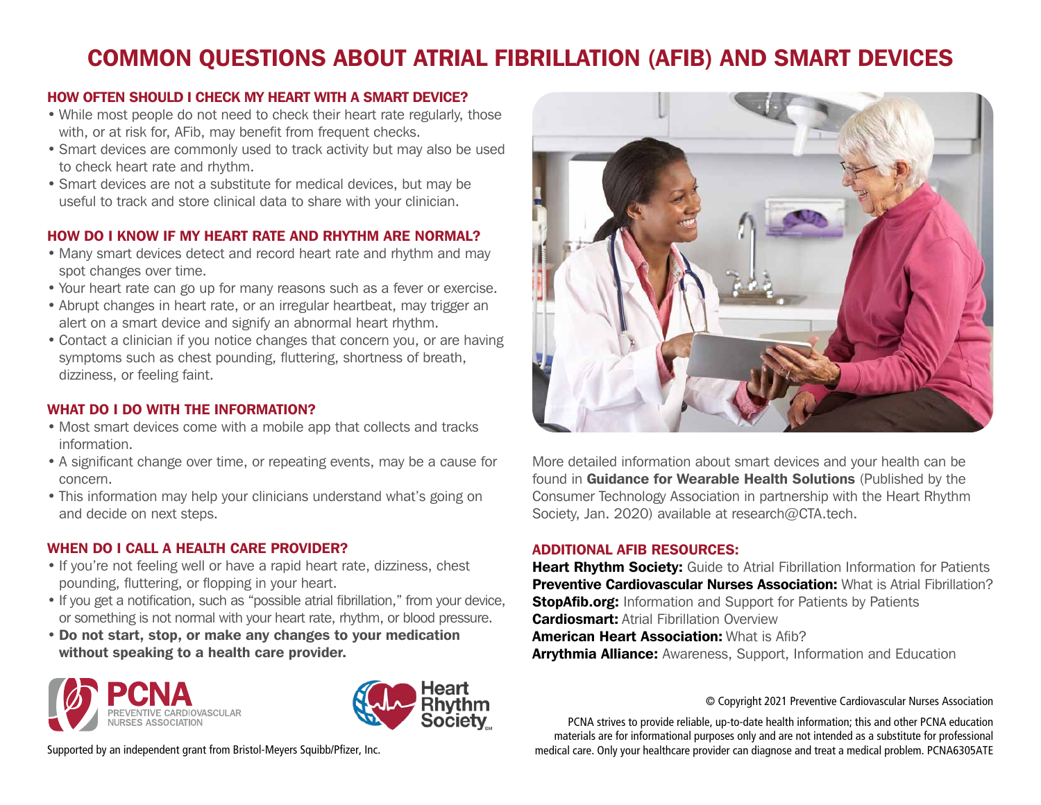# COMMON QUESTIONS ABOUT ATRIAL FIBRILLATION (AFIB) AND SMART DEVICES

## HOW OFTEN SHOULD I CHECK MY HEART WITH A SMART DEVICE?

- While most people do not need to check their heart rate regularly, those with, or at risk for, AFib, may benefit from frequent checks.
- Smart devices are commonly used to track activity but may also be used to check heart rate and rhythm.
- Smart devices are not a substitute for medical devices, but may be useful to track and store clinical data to share with your clinician.

## HOW DO I KNOW IF MY HEART RATE AND RHYTHM ARE NORMAL?

- Many smart devices detect and record heart rate and rhythm and may spot changes over time.
- Your heart rate can go up for many reasons such as a fever or exercise.
- Abrupt changes in heart rate, or an irregular heartbeat, may trigger an alert on a smart device and signify an abnormal heart rhythm.
- Contact a clinician if you notice changes that concern you, or are having symptoms such as chest pounding, fluttering, shortness of breath, dizziness, or feeling faint.

## WHAT DO I DO WITH THE INFORMATION?

- Most smart devices come with a mobile app that collects and tracks information.
- A significant change over time, or repeating events, may be a cause for concern.
- This information may help your clinicians understand what's going on and decide on next steps.

## WHEN DO I CALL A HEALTH CARE PROVIDER?

- If you're not feeling well or have a rapid heart rate, dizziness, chest pounding, fluttering, or flopping in your heart.
- If you get a notification, such as "possible atrial fibrillation," from your device, or something is not normal with your heart rate, rhythm, or blood pressure.
- **Do not start, stop, or make any changes to your medication without speaking to a health care provider.**

PCNA PREVENTIVE CARDIOVASCULAR NURSES ASSOCIATION

Heart Rhythm Society

Supported by an independent grant from Bristol-Meyers Squibb/Pfizer, Inc.

More detailed information about smart devices and your health can be found in **Guidance for Wearable Health Solutions** (Published by the Consumer Technology Association in partnership with the Heart Rhythm Society, Jan. 2020) available at research@CTA.tech.

## ADDITIONAL AFIB RESOURCES:

**Heart Rhythm Society:** Guide to Atrial Fibrillation Information for Patients
**Preventive Cardiovascular Nurses Association:** What is Atrial Fibrillation?
**StopAfib.org:** Information and Support for Patients by Patients
**Cardiosmart:** Atrial Fibrillation Overview
**American Heart Association:** What is Afib?
**Arrythmia Alliance:** Awareness, Support, Information and Education

© Copyright 2021 Preventive Cardiovascular Nurses Association

PCNA strives to provide reliable, up-to-date health information; this and other PCNA education materials are for informational purposes only and are not intended as a substitute for professional medical care. Only your healthcare provider can diagnose and treat a medical problem. PCNA6305ATE